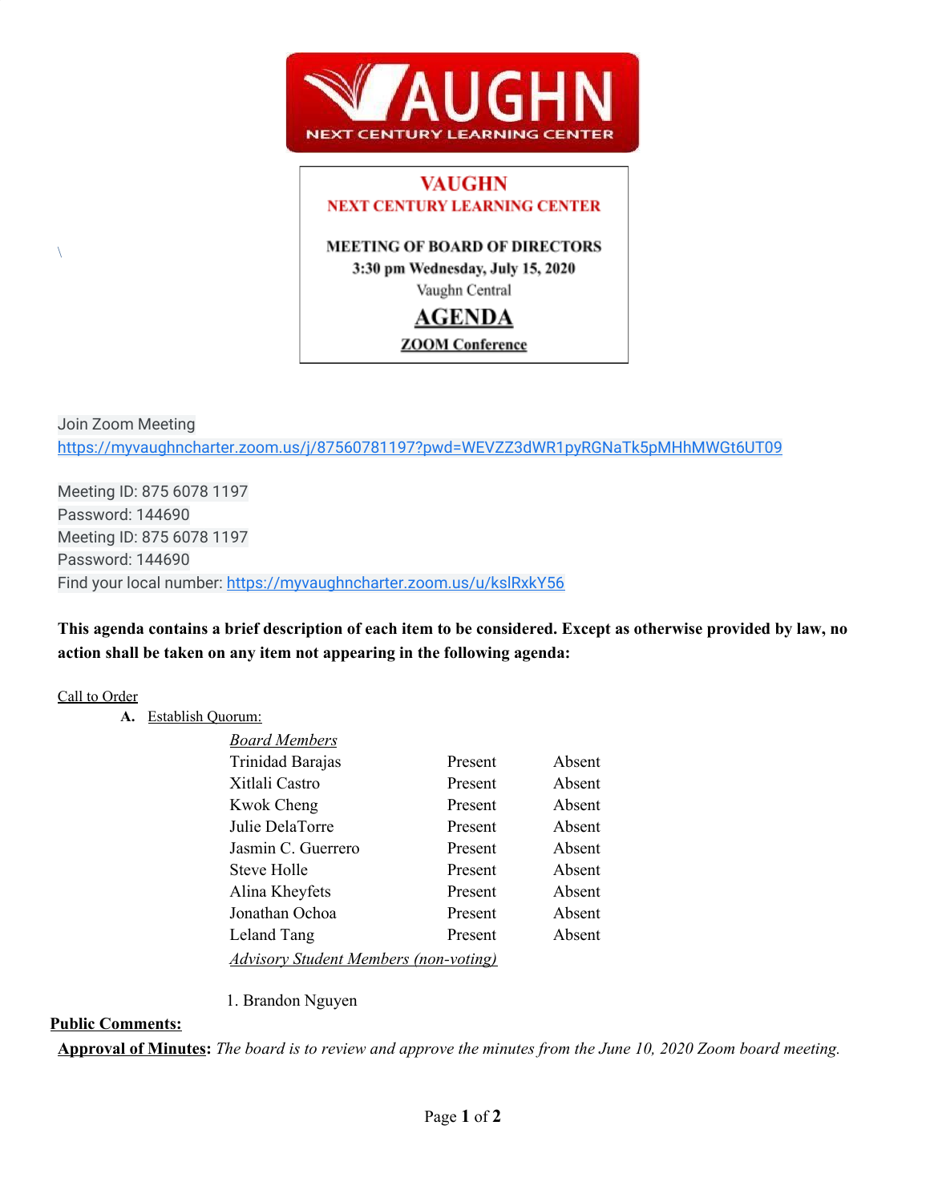# VAUGHN

## NEXT CENTURY LEARNING CENTER

**VAUGHN**
**NEXT CENTURY LEARNING CENTER**

**MEETING OF BOARD OF DIRECTORS**
**3:30 pm Wednesday, July 15, 2020**
Vaughn Central

**AGENDA**

**ZOOM Conference**

\

Join Zoom Meeting
https://myvaughncharter.zoom.us/j/87560781197?pwd=WEVZZ3dWR1pyRGNaTk5pMHhMWGt6UT09

Meeting ID: 875 6078 1197
Password: 144690
Meeting ID: 875 6078 1197
Password: 144690
Find your local number: https://myvaughncharter.zoom.us/u/kslRxkY56

**This agenda contains a brief description of each item to be considered. Except as otherwise provided by law, no action shall be taken on any item not appearing in the following agenda:**

Call to Order

A. Establish Quorum:

| *Board Members* | | |
|---|---|---|
| Trinidad Barajas | Present | Absent |
| Xitlali Castro | Present | Absent |
| Kwok Cheng | Present | Absent |
| Julie DelaTorre | Present | Absent |
| Jasmin C. Guerrero | Present | Absent |
| Steve Holle | Present | Absent |
| Alina Kheyfets | Present | Absent |
| Jonathan Ochoa | Present | Absent |
| Leland Tang | Present | Absent |

*Advisory Student Members (non-voting)*

1. Brandon Nguyen

**Public Comments:**

**Approval of Minutes:** *The board is to review and approve the minutes from the June 10, 2020 Zoom board meeting.*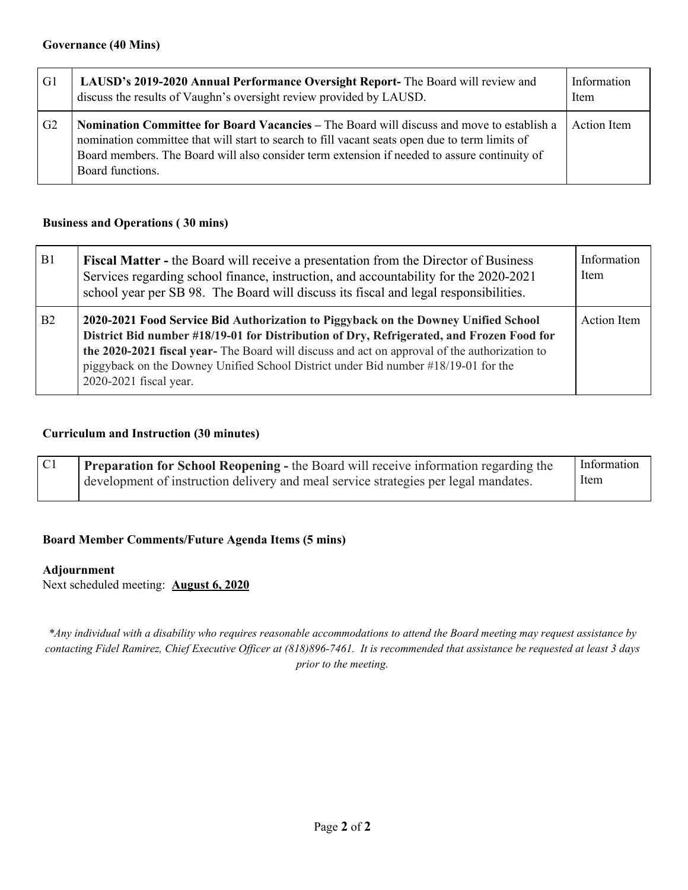**Governance (40 Mins)**

| | | |
|---|---|---|
| G1 | **LAUSD's 2019-2020 Annual Performance Oversight Report-** The Board will review and discuss the results of Vaughn's oversight review provided by LAUSD. | Information Item |
| G2 | **Nomination Committee for Board Vacancies –** The Board will discuss and move to establish a nomination committee that will start to search to fill vacant seats open due to term limits of Board members. The Board will also consider term extension if needed to assure continuity of Board functions. | Action Item |

**Business and Operations ( 30 mins)**

| | | |
|---|---|---|
| B1 | **Fiscal Matter -** the Board will receive a presentation from the Director of Business Services regarding school finance, instruction, and accountability for the 2020-2021 school year per SB 98. The Board will discuss its fiscal and legal responsibilities. | Information Item |
| B2 | **2020-2021 Food Service Bid Authorization to Piggyback on the Downey Unified School District Bid number #18/19-01 for Distribution of Dry, Refrigerated, and Frozen Food for the 2020-2021 fiscal year-** The Board will discuss and act on approval of the authorization to piggyback on the Downey Unified School District under Bid number #18/19-01 for the 2020-2021 fiscal year. | Action Item |

**Curriculum and Instruction (30 minutes)**

| | | |
|---|---|---|
| C1 | **Preparation for School Reopening -** the Board will receive information regarding the development of instruction delivery and meal service strategies per legal mandates. | Information Item |

**Board Member Comments/Future Agenda Items (5 mins)**

**Adjournment**

Next scheduled meeting: **August 6, 2020**

*\*Any individual with a disability who requires reasonable accommodations to attend the Board meeting may request assistance by contacting Fidel Ramirez, Chief Executive Officer at (818)896-7461. It is recommended that assistance be requested at least 3 days prior to the meeting.*